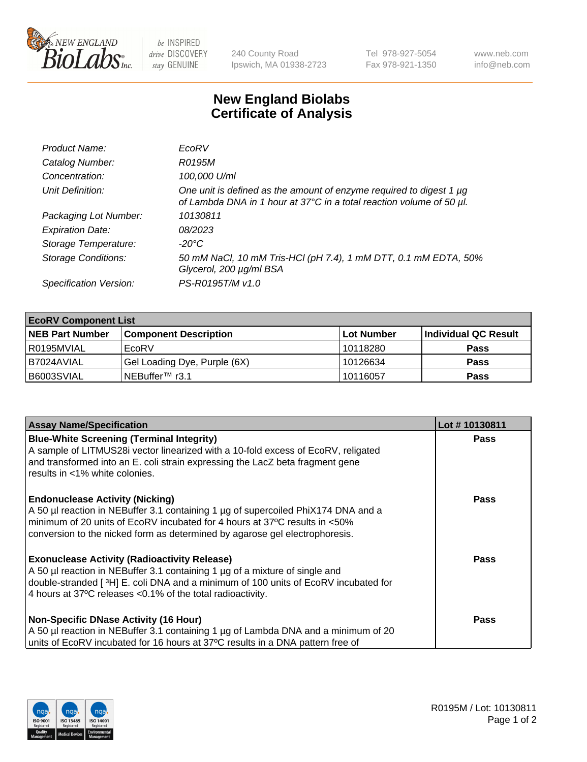240 County Road
Ipswich, MA 01938-2723

Tel 978-927-5054
Fax 978-921-1350

www.neb.com
info@neb.com

# New England Biolabs Certificate of Analysis

| | |
|---|---|
| *Product Name:* | *EcoRV* |
| *Catalog Number:* | *R0195M* |
| *Concentration:* | *100,000 U/ml* |
| *Unit Definition:* | *One unit is defined as the amount of enzyme required to digest 1 µg of Lambda DNA in 1 hour at 37°C in a total reaction volume of 50 µl.* |
| *Packaging Lot Number:* | *10130811* |
| *Expiration Date:* | *08/2023* |
| *Storage Temperature:* | *-20°C* |
| *Storage Conditions:* | *50 mM NaCl, 10 mM Tris-HCl (pH 7.4), 1 mM DTT, 0.1 mM EDTA, 50% Glycerol, 200 µg/ml BSA* |
| *Specification Version:* | *PS-R0195T/M v1.0* |

| EcoRV Component List | | | |
|---|---|---|---|
| **NEB Part Number** | **Component Description** | **Lot Number** | **Individual QC Result** |
| R0195MVIAL | EcoRV | 10118280 | **Pass** |
| B7024AVIAL | Gel Loading Dye, Purple (6X) | 10126634 | **Pass** |
| B6003SVIAL | NEBuffer™ r3.1 | 10116057 | **Pass** |

| Assay Name/Specification | Lot # 10130811 |
|---|---|
| **Blue-White Screening (Terminal Integrity)** A sample of LITMUS28i vector linearized with a 10-fold excess of EcoRV, religated and transformed into an E. coli strain expressing the LacZ beta fragment gene results in <1% white colonies. | **Pass** |
| **Endonuclease Activity (Nicking)** A 50 µl reaction in NEBuffer 3.1 containing 1 µg of supercoiled PhiX174 DNA and a minimum of 20 units of EcoRV incubated for 4 hours at 37ºC results in <50% conversion to the nicked form as determined by agarose gel electrophoresis. | **Pass** |
| **Exonuclease Activity (Radioactivity Release)** A 50 µl reaction in NEBuffer 3.1 containing 1 µg of a mixture of single and double-stranded [ $^{3}$H] E. coli DNA and a minimum of 100 units of EcoRV incubated for 4 hours at 37ºC releases <0.1% of the total radioactivity. | **Pass** |
| **Non-Specific DNase Activity (16 Hour)** A 50 µl reaction in NEBuffer 3.1 containing 1 µg of Lambda DNA and a minimum of 20 units of EcoRV incubated for 16 hours at 37ºC results in a DNA pattern free of | **Pass** |

R0195M / Lot: 10130811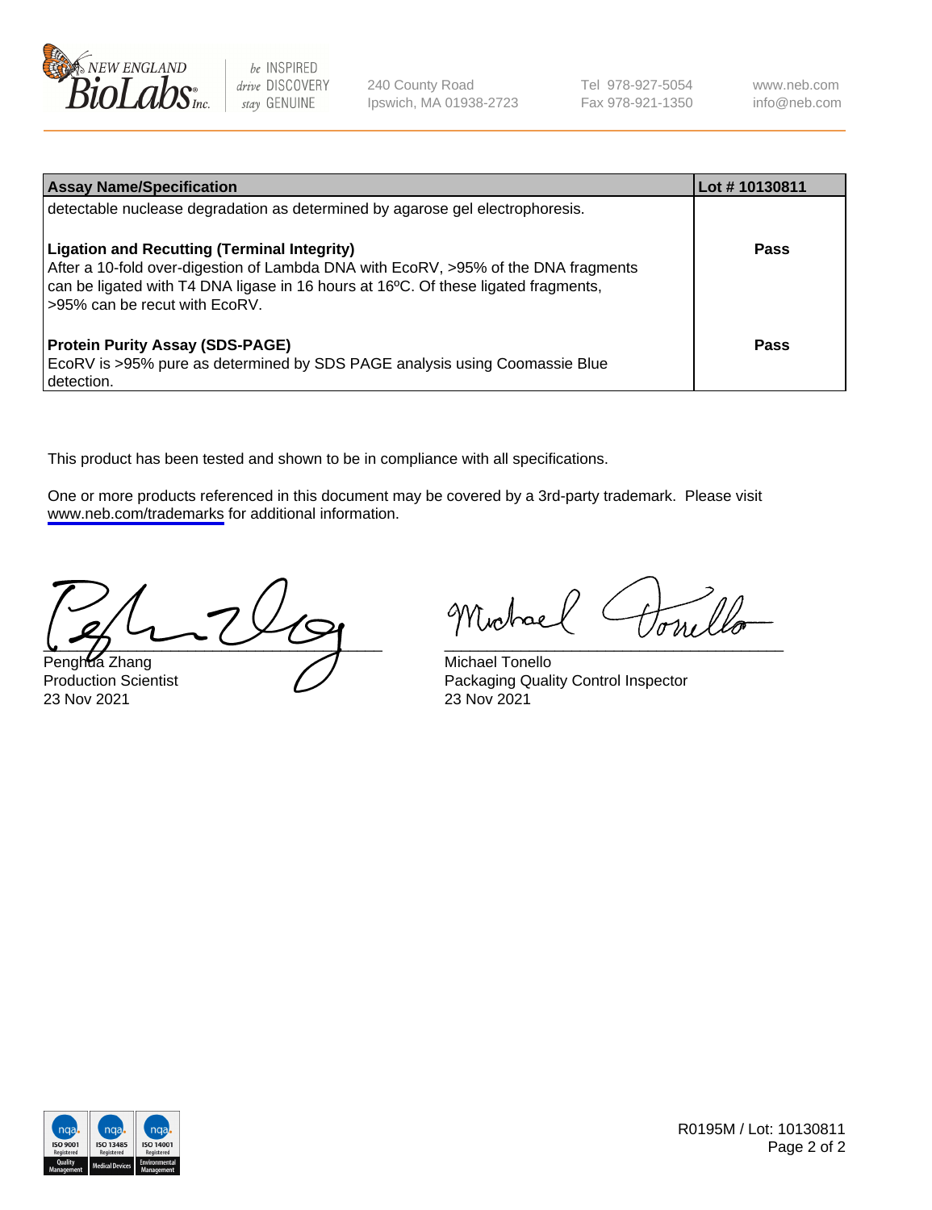| Assay Name/Specification | Lot # 10130811 |
| --- | --- |
| detectable nuclease degradation as determined by agarose gel electrophoresis. | |
| **Ligation and Recutting (Terminal Integrity)**<br>After a 10-fold over-digestion of Lambda DNA with EcoRV, >95% of the DNA fragments can be ligated with T4 DNA ligase in 16 hours at 16ºC. Of these ligated fragments, >95% can be recut with EcoRV. | **Pass** |
| **Protein Purity Assay (SDS-PAGE)**<br>EcoRV is >95% pure as determined by SDS PAGE analysis using Coomassie Blue detection. | **Pass** |

This product has been tested and shown to be in compliance with all specifications.

One or more products referenced in this document may be covered by a 3rd-party trademark. Please visit www.neb.com/trademarks for additional information.

Penghua Zhang
Production Scientist
23 Nov 2021

Michael Tonello
Packaging Quality Control Inspector
23 Nov 2021

R0195M / Lot: 10130811